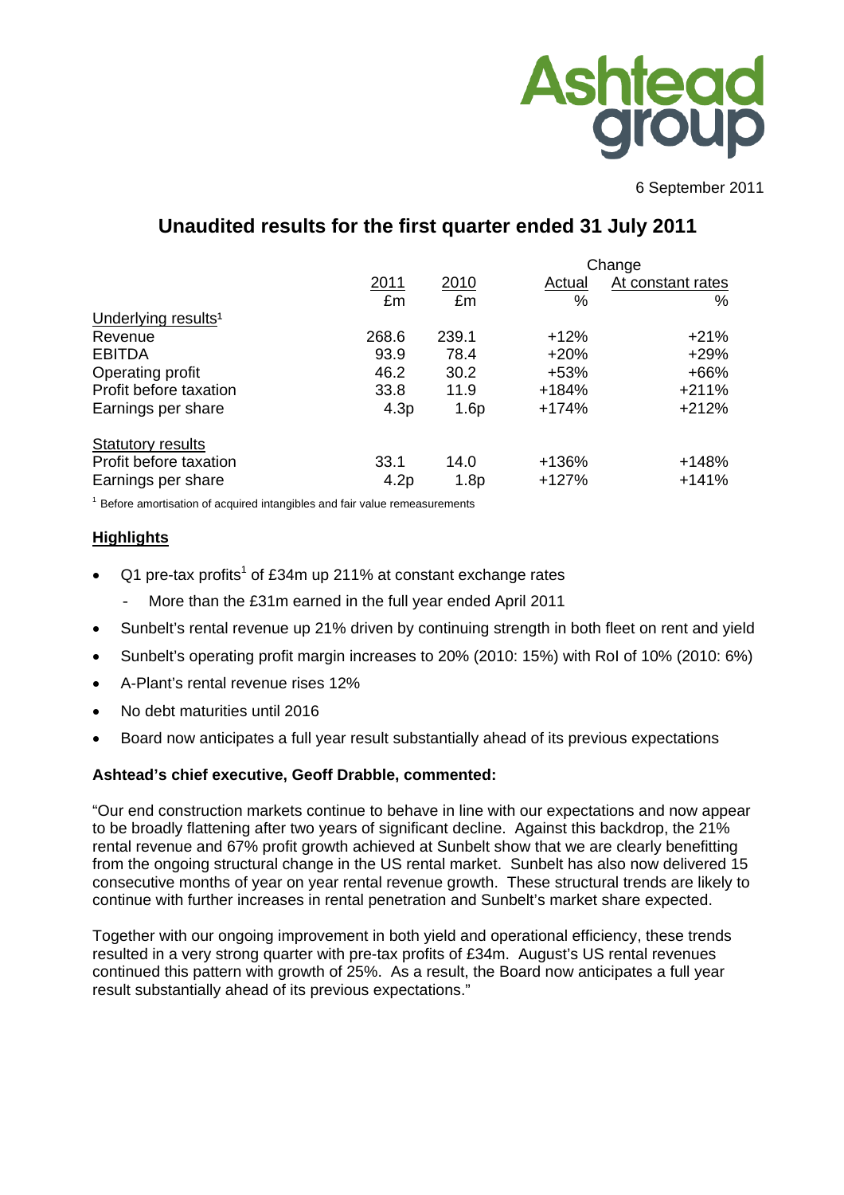Ashtead group

6 September 2011

# Unaudited results for the first quarter ended 31 July 2011

| | 2011 | 2010 | Change | |
|---|---|---|---|---|
| | | | Actual | At constant rates |
| | £m | £m | % | % |
| Underlying results[1] | | | | |
| Revenue | 268.6 | 239.1 | +12% | +21% |
| EBITDA | 93.9 | 78.4 | +20% | +29% |
| Operating profit | 46.2 | 30.2 | +53% | +66% |
| Profit before taxation | 33.8 | 11.9 | +184% | +211% |
| Earnings per share | 4.3p | 1.6p | +174% | +212% |
| | | | | |
| Statutory results | | | | |
| Profit before taxation | 33.1 | 14.0 | +136% | +148% |
| Earnings per share | 4.2p | 1.8p | +127% | +141% |

[1] Before amortisation of acquired intangibles and fair value remeasurements

## Highlights

- Q1 pre-tax profits[1] of £34m up 211% at constant exchange rates
  - More than the £31m earned in the full year ended April 2011
- Sunbelt's rental revenue up 21% driven by continuing strength in both fleet on rent and yield
- Sunbelt's operating profit margin increases to 20% (2010: 15%) with RoI of 10% (2010: 6%)
- A-Plant's rental revenue rises 12%
- No debt maturities until 2016
- Board now anticipates a full year result substantially ahead of its previous expectations

**Ashtead's chief executive, Geoff Drabble, commented:**

"Our end construction markets continue to behave in line with our expectations and now appear to be broadly flattening after two years of significant decline. Against this backdrop, the 21% rental revenue and 67% profit growth achieved at Sunbelt show that we are clearly benefitting from the ongoing structural change in the US rental market. Sunbelt has also now delivered 15 consecutive months of year on year rental revenue growth. These structural trends are likely to continue with further increases in rental penetration and Sunbelt's market share expected.

Together with our ongoing improvement in both yield and operational efficiency, these trends resulted in a very strong quarter with pre-tax profits of £34m. August's US rental revenues continued this pattern with growth of 25%. As a result, the Board now anticipates a full year result substantially ahead of its previous expectations."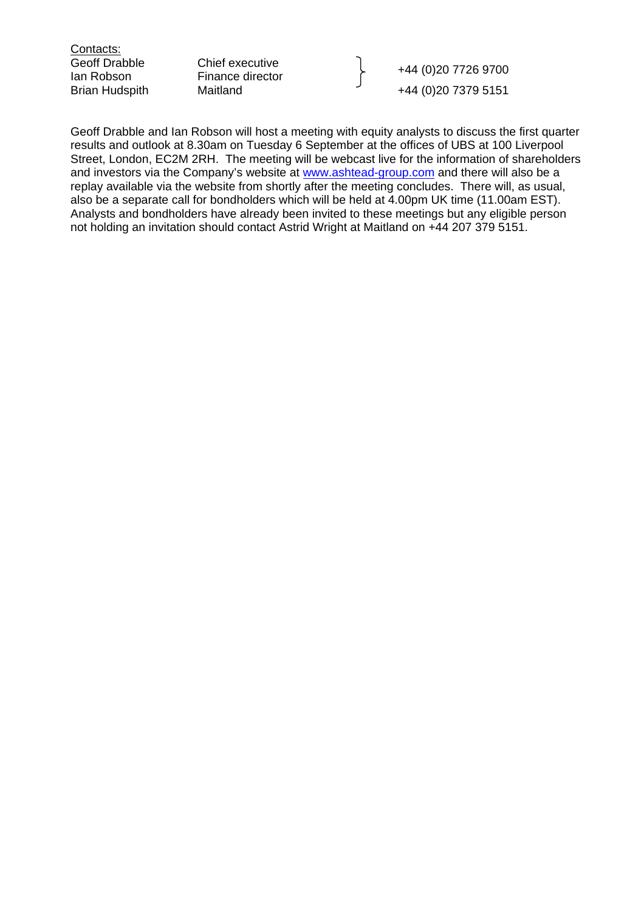Contacts:

| | | |
|---|---|---|
| Geoff Drabble | Chief executive | +44 (0)20 7726 9700 |
| Ian Robson | Finance director | |
| Brian Hudspith | Maitland | +44 (0)20 7379 5151 |

Geoff Drabble and Ian Robson will host a meeting with equity analysts to discuss the first quarter results and outlook at 8.30am on Tuesday 6 September at the offices of UBS at 100 Liverpool Street, London, EC2M 2RH. The meeting will be webcast live for the information of shareholders and investors via the Company's website at www.ashtead-group.com and there will also be a replay available via the website from shortly after the meeting concludes. There will, as usual, also be a separate call for bondholders which will be held at 4.00pm UK time (11.00am EST). Analysts and bondholders have already been invited to these meetings but any eligible person not holding an invitation should contact Astrid Wright at Maitland on +44 207 379 5151.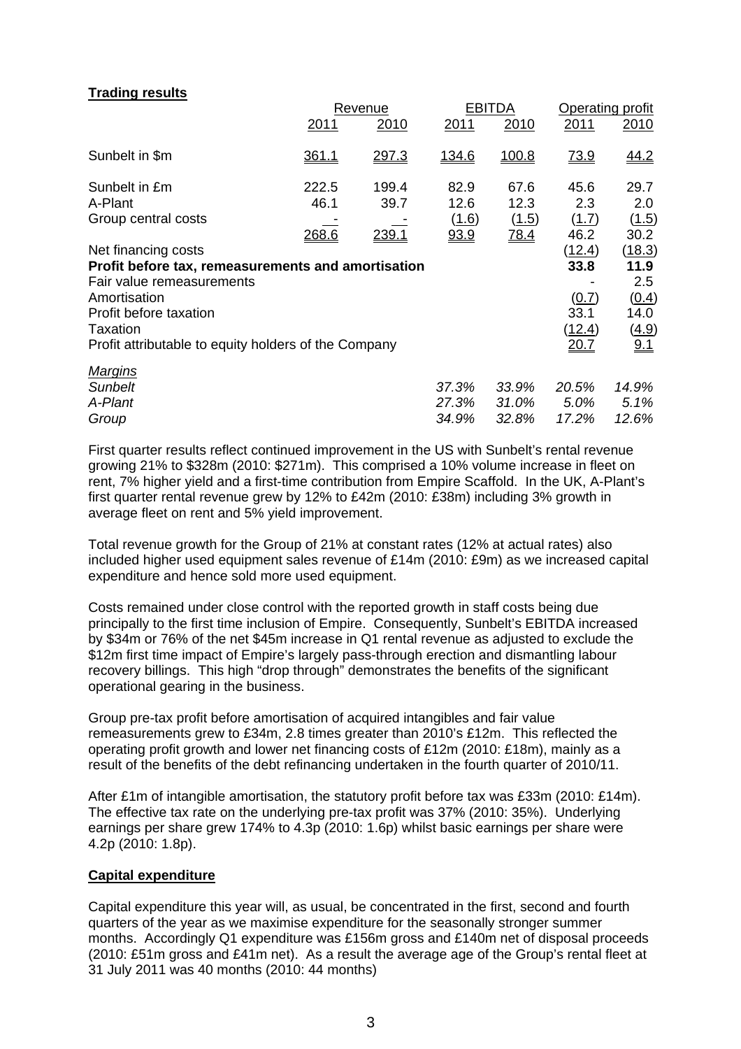**Trading results**

| | Revenue | | EBITDA | | Operating profit | |
|---|---|---|---|---|---|---|
| | 2011 | 2010 | 2011 | 2010 | 2011 | 2010 |
| Sunbelt in $m | 361.1 | 297.3 | 134.6 | 100.8 | 73.9 | 44.2 |
| Sunbelt in £m | 222.5 | 199.4 | 82.9 | 67.6 | 45.6 | 29.7 |
| A-Plant | 46.1 | 39.7 | 12.6 | 12.3 | 2.3 | 2.0 |
| Group central costs | - | - | (1.6) | (1.5) | (1.7) | (1.5) |
| | 268.6 | 239.1 | 93.9 | 78.4 | 46.2 | 30.2 |
| Net financing costs | | | | | (12.4) | (18.3) |
| **Profit before tax, remeasurements and amortisation** | | | | | **33.8** | **11.9** |
| Fair value remeasurements | | | | | - | 2.5 |
| Amortisation | | | | | (0.7) | (0.4) |
| Profit before taxation | | | | | 33.1 | 14.0 |
| Taxation | | | | | (12.4) | (4.9) |
| Profit attributable to equity holders of the Company | | | | | 20.7 | 9.1 |
| *Margins* | | | | | | |
| *Sunbelt* | | | *37.3%* | *33.9%* | *20.5%* | *14.9%* |
| *A-Plant* | | | *27.3%* | *31.0%* | *5.0%* | *5.1%* |
| *Group* | | | *34.9%* | *32.8%* | *17.2%* | *12.6%* |

First quarter results reflect continued improvement in the US with Sunbelt's rental revenue growing 21% to $328m (2010: $271m). This comprised a 10% volume increase in fleet on rent, 7% higher yield and a first-time contribution from Empire Scaffold. In the UK, A-Plant's first quarter rental revenue grew by 12% to £42m (2010: £38m) including 3% growth in average fleet on rent and 5% yield improvement.

Total revenue growth for the Group of 21% at constant rates (12% at actual rates) also included higher used equipment sales revenue of £14m (2010: £9m) as we increased capital expenditure and hence sold more used equipment.

Costs remained under close control with the reported growth in staff costs being due principally to the first time inclusion of Empire. Consequently, Sunbelt's EBITDA increased by $34m or 76% of the net $45m increase in Q1 rental revenue as adjusted to exclude the $12m first time impact of Empire's largely pass-through erection and dismantling labour recovery billings. This high "drop through" demonstrates the benefits of the significant operational gearing in the business.

Group pre-tax profit before amortisation of acquired intangibles and fair value remeasurements grew to £34m, 2.8 times greater than 2010's £12m. This reflected the operating profit growth and lower net financing costs of £12m (2010: £18m), mainly as a result of the benefits of the debt refinancing undertaken in the fourth quarter of 2010/11.

After £1m of intangible amortisation, the statutory profit before tax was £33m (2010: £14m). The effective tax rate on the underlying pre-tax profit was 37% (2010: 35%). Underlying earnings per share grew 174% to 4.3p (2010: 1.6p) whilst basic earnings per share were 4.2p (2010: 1.8p).

**Capital expenditure**

Capital expenditure this year will, as usual, be concentrated in the first, second and fourth quarters of the year as we maximise expenditure for the seasonally stronger summer months. Accordingly Q1 expenditure was £156m gross and £140m net of disposal proceeds (2010: £51m gross and £41m net). As a result the average age of the Group's rental fleet at 31 July 2011 was 40 months (2010: 44 months)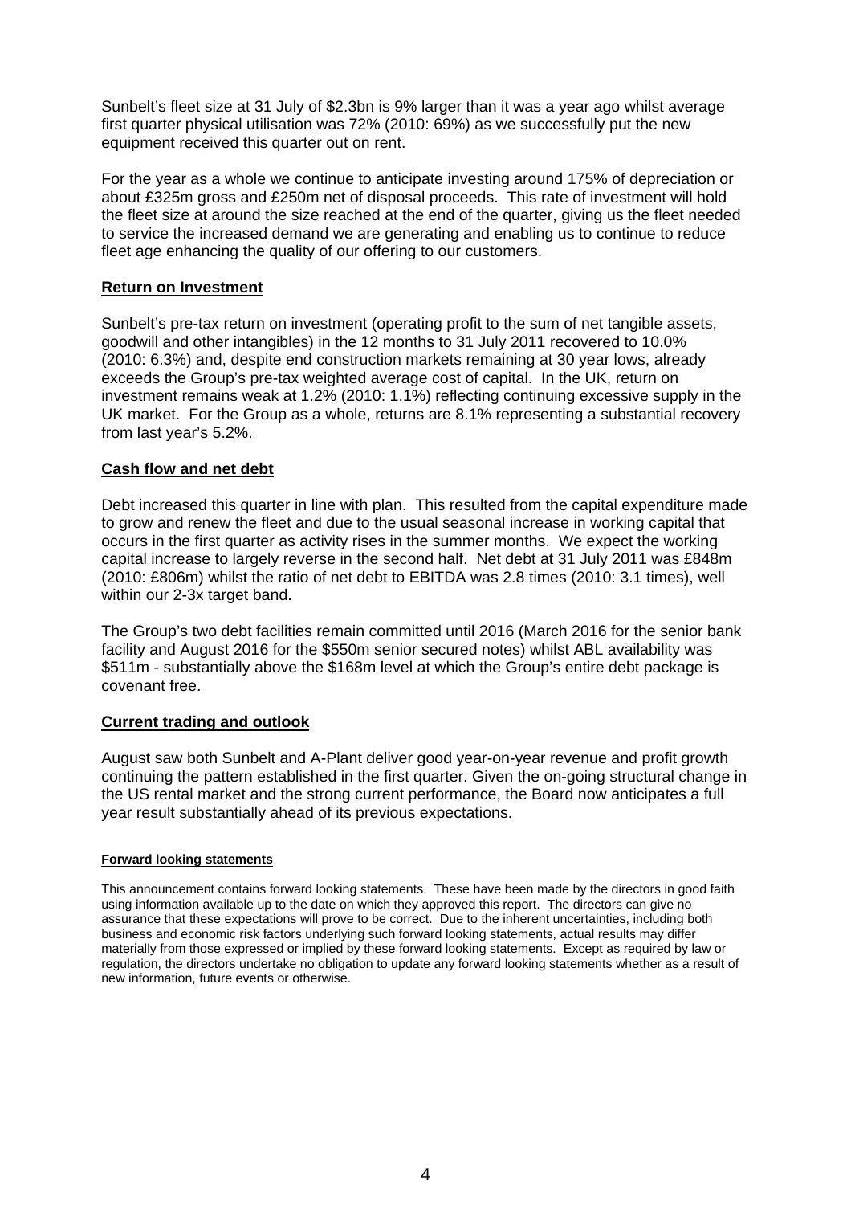Sunbelt's fleet size at 31 July of $2.3bn is 9% larger than it was a year ago whilst average first quarter physical utilisation was 72% (2010: 69%) as we successfully put the new equipment received this quarter out on rent.

For the year as a whole we continue to anticipate investing around 175% of depreciation or about £325m gross and £250m net of disposal proceeds. This rate of investment will hold the fleet size at around the size reached at the end of the quarter, giving us the fleet needed to service the increased demand we are generating and enabling us to continue to reduce fleet age enhancing the quality of our offering to our customers.

## Return on Investment

Sunbelt's pre-tax return on investment (operating profit to the sum of net tangible assets, goodwill and other intangibles) in the 12 months to 31 July 2011 recovered to 10.0% (2010: 6.3%) and, despite end construction markets remaining at 30 year lows, already exceeds the Group's pre-tax weighted average cost of capital. In the UK, return on investment remains weak at 1.2% (2010: 1.1%) reflecting continuing excessive supply in the UK market. For the Group as a whole, returns are 8.1% representing a substantial recovery from last year's 5.2%.

## Cash flow and net debt

Debt increased this quarter in line with plan. This resulted from the capital expenditure made to grow and renew the fleet and due to the usual seasonal increase in working capital that occurs in the first quarter as activity rises in the summer months. We expect the working capital increase to largely reverse in the second half. Net debt at 31 July 2011 was £848m (2010: £806m) whilst the ratio of net debt to EBITDA was 2.8 times (2010: 3.1 times), well within our 2-3x target band.

The Group's two debt facilities remain committed until 2016 (March 2016 for the senior bank facility and August 2016 for the $550m senior secured notes) whilst ABL availability was $511m - substantially above the $168m level at which the Group's entire debt package is covenant free.

## Current trading and outlook

August saw both Sunbelt and A-Plant deliver good year-on-year revenue and profit growth continuing the pattern established in the first quarter. Given the on-going structural change in the US rental market and the strong current performance, the Board now anticipates a full year result substantially ahead of its previous expectations.

#### Forward looking statements

This announcement contains forward looking statements. These have been made by the directors in good faith using information available up to the date on which they approved this report. The directors can give no assurance that these expectations will prove to be correct. Due to the inherent uncertainties, including both business and economic risk factors underlying such forward looking statements, actual results may differ materially from those expressed or implied by these forward looking statements. Except as required by law or regulation, the directors undertake no obligation to update any forward looking statements whether as a result of new information, future events or otherwise.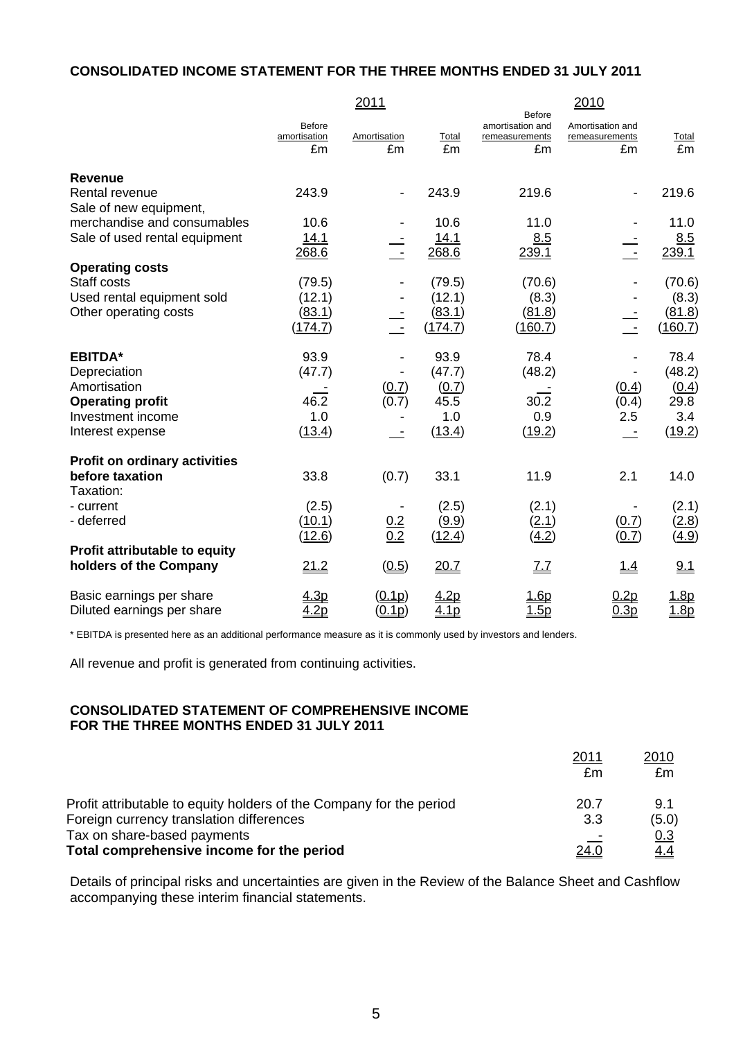## CONSOLIDATED INCOME STATEMENT FOR THE THREE MONTHS ENDED 31 JULY 2011

| | 2011 | | | 2010 | | |
|---|---|---|---|---|---|---|
| | Before amortisation<br>£m | Amortisation<br>£m | Total<br>£m | Before amortisation and remeasurements<br>£m | Amortisation and remeasurements<br>£m | Total<br>£m |
| **Revenue** | | | | | | |
| Rental revenue | 243.9 | - | 243.9 | 219.6 | - | 219.6 |
| Sale of new equipment, merchandise and consumables | 10.6 | - | 10.6 | 11.0 | - | 11.0 |
| Sale of used rental equipment | 14.1 | - | 14.1 | 8.5 | - | 8.5 |
| | 268.6 | - | 268.6 | 239.1 | - | 239.1 |
| **Operating costs** | | | | | | |
| Staff costs | (79.5) | - | (79.5) | (70.6) | - | (70.6) |
| Used rental equipment sold | (12.1) | - | (12.1) | (8.3) | - | (8.3) |
| Other operating costs | (83.1) | - | (83.1) | (81.8) | - | (81.8) |
| | (174.7) | - | (174.7) | (160.7) | - | (160.7) |
| **EBITDA*** | 93.9 | - | 93.9 | 78.4 | - | 78.4 |
| Depreciation | (47.7) | - | (47.7) | (48.2) | - | (48.2) |
| Amortisation | - | (0.7) | (0.7) | - | (0.4) | (0.4) |
| **Operating profit** | 46.2 | (0.7) | 45.5 | 30.2 | (0.4) | 29.8 |
| Investment income | 1.0 | - | 1.0 | 0.9 | 2.5 | 3.4 |
| Interest expense | (13.4) | - | (13.4) | (19.2) | - | (19.2) |
| **Profit on ordinary activities before taxation** | 33.8 | (0.7) | 33.1 | 11.9 | 2.1 | 14.0 |
| Taxation: | | | | | | |
| - current | (2.5) | - | (2.5) | (2.1) | - | (2.1) |
| - deferred | (10.1) | 0.2 | (9.9) | (2.1) | (0.7) | (2.8) |
| | (12.6) | 0.2 | (12.4) | (4.2) | (0.7) | (4.9) |
| **Profit attributable to equity holders of the Company** | 21.2 | (0.5) | 20.7 | 7.7 | 1.4 | 9.1 |
| Basic earnings per share | 4.3p | (0.1p) | 4.2p | 1.6p | 0.2p | 1.8p |
| Diluted earnings per share | 4.2p | (0.1p) | 4.1p | 1.5p | 0.3p | 1.8p |

* EBITDA is presented here as an additional performance measure as it is commonly used by investors and lenders.

All revenue and profit is generated from continuing activities.

## CONSOLIDATED STATEMENT OF COMPREHENSIVE INCOME FOR THE THREE MONTHS ENDED 31 JULY 2011

| | 2011<br>£m | 2010<br>£m |
|---|---|---|
| Profit attributable to equity holders of the Company for the period | 20.7 | 9.1 |
| Foreign currency translation differences | 3.3 | (5.0) |
| Tax on share-based payments | - | 0.3 |
| **Total comprehensive income for the period** | 24.0 | 4.4 |

Details of principal risks and uncertainties are given in the Review of the Balance Sheet and Cashflow accompanying these interim financial statements.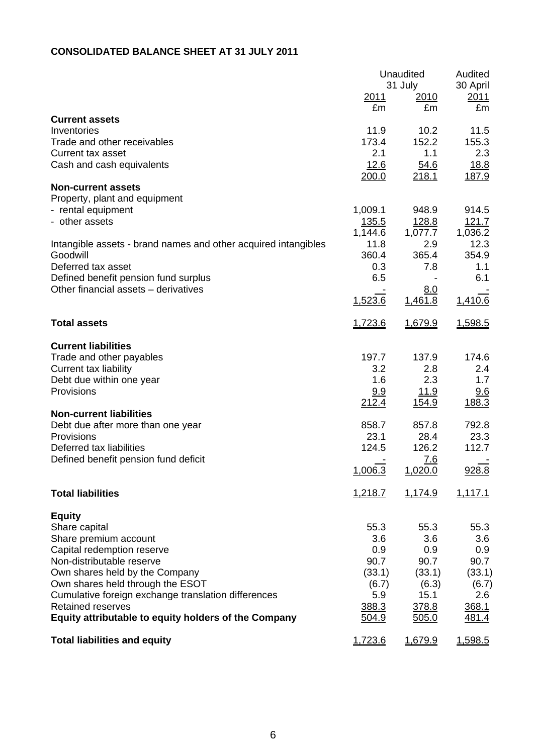**CONSOLIDATED BALANCE SHEET AT 31 JULY 2011**

| | Unaudited | | Audited |
|---|---|---|---|
| | 31 July | | 30 April |
| | 2011 | 2010 | 2011 |
| | £m | £m | £m |
| **Current assets** | | | |
| Inventories | 11.9 | 10.2 | 11.5 |
| Trade and other receivables | 173.4 | 152.2 | 155.3 |
| Current tax asset | 2.1 | 1.1 | 2.3 |
| Cash and cash equivalents | 12.6 | 54.6 | 18.8 |
| | 200.0 | 218.1 | 187.9 |
| **Non-current assets** | | | |
| Property, plant and equipment | | | |
| - rental equipment | 1,009.1 | 948.9 | 914.5 |
| - other assets | 135.5 | 128.8 | 121.7 |
| | 1,144.6 | 1,077.7 | 1,036.2 |
| Intangible assets - brand names and other acquired intangibles | 11.8 | 2.9 | 12.3 |
| Goodwill | 360.4 | 365.4 | 354.9 |
| Deferred tax asset | 0.3 | 7.8 | 1.1 |
| Defined benefit pension fund surplus | 6.5 | - | 6.1 |
| Other financial assets – derivatives | - | 8.0 | - |
| | 1,523.6 | 1,461.8 | 1,410.6 |
| **Total assets** | 1,723.6 | 1,679.9 | 1,598.5 |
| **Current liabilities** | | | |
| Trade and other payables | 197.7 | 137.9 | 174.6 |
| Current tax liability | 3.2 | 2.8 | 2.4 |
| Debt due within one year | 1.6 | 2.3 | 1.7 |
| Provisions | 9.9 | 11.9 | 9.6 |
| | 212.4 | 154.9 | 188.3 |
| **Non-current liabilities** | | | |
| Debt due after more than one year | 858.7 | 857.8 | 792.8 |
| Provisions | 23.1 | 28.4 | 23.3 |
| Deferred tax liabilities | 124.5 | 126.2 | 112.7 |
| Defined benefit pension fund deficit | - | 7.6 | - |
| | 1,006.3 | 1,020.0 | 928.8 |
| **Total liabilities** | 1,218.7 | 1,174.9 | 1,117.1 |
| **Equity** | | | |
| Share capital | 55.3 | 55.3 | 55.3 |
| Share premium account | 3.6 | 3.6 | 3.6 |
| Capital redemption reserve | 0.9 | 0.9 | 0.9 |
| Non-distributable reserve | 90.7 | 90.7 | 90.7 |
| Own shares held by the Company | (33.1) | (33.1) | (33.1) |
| Own shares held through the ESOT | (6.7) | (6.3) | (6.7) |
| Cumulative foreign exchange translation differences | 5.9 | 15.1 | 2.6 |
| Retained reserves | 388.3 | 378.8 | 368.1 |
| **Equity attributable to equity holders of the Company** | 504.9 | 505.0 | 481.4 |
| **Total liabilities and equity** | 1,723.6 | 1,679.9 | 1,598.5 |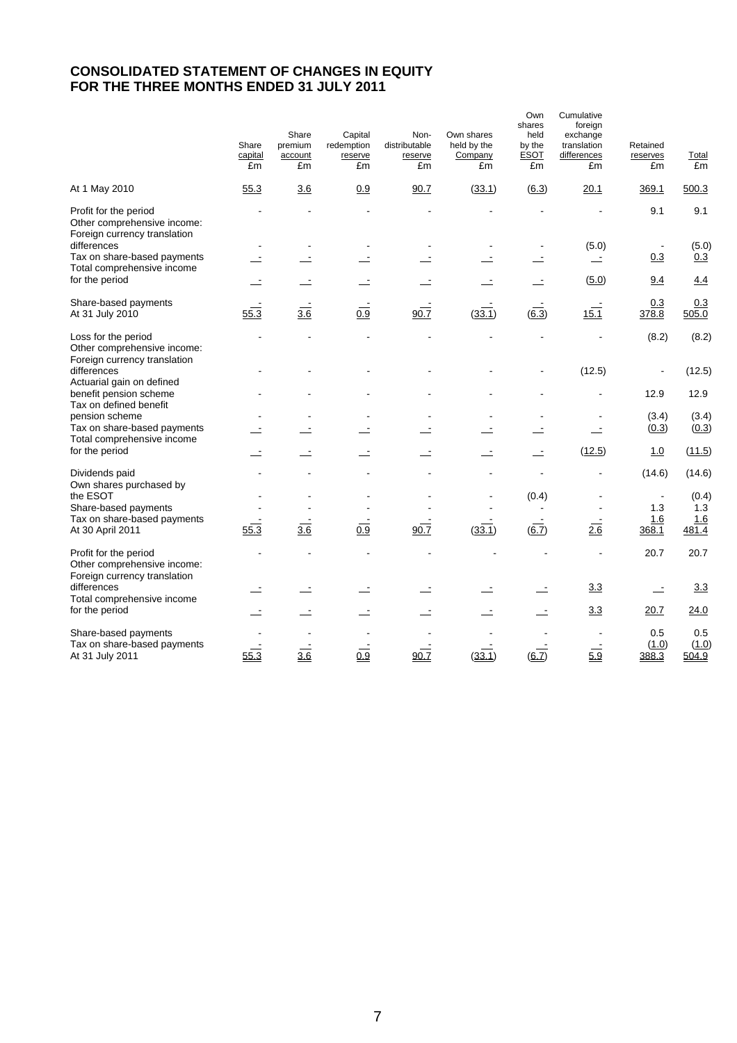# CONSOLIDATED STATEMENT OF CHANGES IN EQUITY FOR THE THREE MONTHS ENDED 31 JULY 2011

| | Share capital £m | Share premium account £m | Capital redemption reserve £m | Non-distributable reserve £m | Own shares held by the Company £m | Own shares held by the ESOT £m | Cumulative foreign exchange translation differences £m | Retained reserves £m | Total £m |
|---|---|---|---|---|---|---|---|---|---|
| At 1 May 2010 | 55.3 | 3.6 | 0.9 | 90.7 | (33.1) | (6.3) | 20.1 | 369.1 | 500.3 |
| Profit for the period | - | - | - | - | - | - | - | 9.1 | 9.1 |
| Other comprehensive income: | | | | | | | | | |
| Foreign currency translation differences | - | - | - | - | - | - | (5.0) | - | (5.0) |
| Tax on share-based payments | - | - | - | - | - | - | - | 0.3 | 0.3 |
| Total comprehensive income for the period | - | - | - | - | - | - | (5.0) | 9.4 | 4.4 |
| Share-based payments | - | - | - | - | - | - | - | 0.3 | 0.3 |
| At 31 July 2010 | 55.3 | 3.6 | 0.9 | 90.7 | (33.1) | (6.3) | 15.1 | 378.8 | 505.0 |
| Loss for the period | - | - | - | - | - | - | - | (8.2) | (8.2) |
| Other comprehensive income: | | | | | | | | | |
| Foreign currency translation differences | - | - | - | - | - | - | (12.5) | - | (12.5) |
| Actuarial gain on defined benefit pension scheme | - | - | - | - | - | - | - | 12.9 | 12.9 |
| Tax on defined benefit pension scheme | - | - | - | - | - | - | - | (3.4) | (3.4) |
| Tax on share-based payments | - | - | - | - | - | - | - | (0.3) | (0.3) |
| Total comprehensive income for the period | - | - | - | - | - | - | (12.5) | 1.0 | (11.5) |
| Dividends paid | - | - | - | - | - | - | - | (14.6) | (14.6) |
| Own shares purchased by the ESOT | - | - | - | - | - | (0.4) | - | - | (0.4) |
| Share-based payments | - | - | - | - | - | - | - | 1.3 | 1.3 |
| Tax on share-based payments | - | - | - | - | - | - | - | 1.6 | 1.6 |
| At 30 April 2011 | 55.3 | 3.6 | 0.9 | 90.7 | (33.1) | (6.7) | 2.6 | 368.1 | 481.4 |
| Profit for the period | - | - | - | - | - | - | - | 20.7 | 20.7 |
| Other comprehensive income: | | | | | | | | | |
| Foreign currency translation differences | - | - | - | - | - | - | 3.3 | - | 3.3 |
| Total comprehensive income for the period | - | - | - | - | - | - | 3.3 | 20.7 | 24.0 |
| Share-based payments | - | - | - | - | - | - | - | 0.5 | 0.5 |
| Tax on share-based payments | - | - | - | - | - | - | - | (1.0) | (1.0) |
| At 31 July 2011 | 55.3 | 3.6 | 0.9 | 90.7 | (33.1) | (6.7) | 5.9 | 388.3 | 504.9 |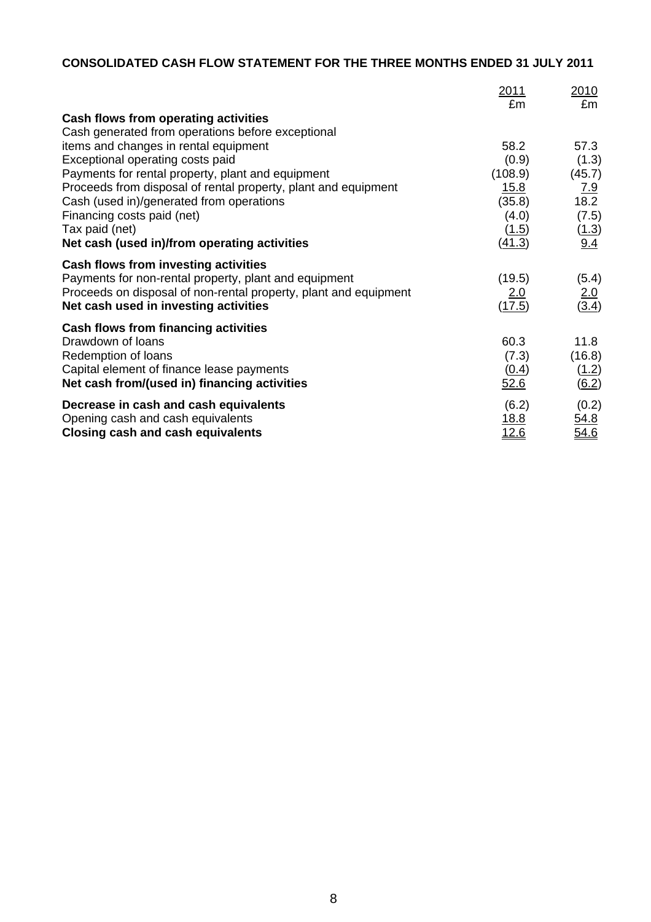**CONSOLIDATED CASH FLOW STATEMENT FOR THE THREE MONTHS ENDED 31 JULY 2011**

| | 2011<br>£m | 2010<br>£m |
|---|---|---|
| **Cash flows from operating activities** | | |
| Cash generated from operations before exceptional items and changes in rental equipment | 58.2 | 57.3 |
| Exceptional operating costs paid | (0.9) | (1.3) |
| Payments for rental property, plant and equipment | (108.9) | (45.7) |
| Proceeds from disposal of rental property, plant and equipment | 15.8 | 7.9 |
| Cash (used in)/generated from operations | (35.8) | 18.2 |
| Financing costs paid (net) | (4.0) | (7.5) |
| Tax paid (net) | (1.5) | (1.3) |
| **Net cash (used in)/from operating activities** | (41.3) | 9.4 |
| **Cash flows from investing activities** | | |
| Payments for non-rental property, plant and equipment | (19.5) | (5.4) |
| Proceeds on disposal of non-rental property, plant and equipment | 2.0 | 2.0 |
| **Net cash used in investing activities** | (17.5) | (3.4) |
| **Cash flows from financing activities** | | |
| Drawdown of loans | 60.3 | 11.8 |
| Redemption of loans | (7.3) | (16.8) |
| Capital element of finance lease payments | (0.4) | (1.2) |
| **Net cash from/(used in) financing activities** | 52.6 | (6.2) |
| **Decrease in cash and cash equivalents** | (6.2) | (0.2) |
| Opening cash and cash equivalents | 18.8 | 54.8 |
| **Closing cash and cash equivalents** | 12.6 | 54.6 |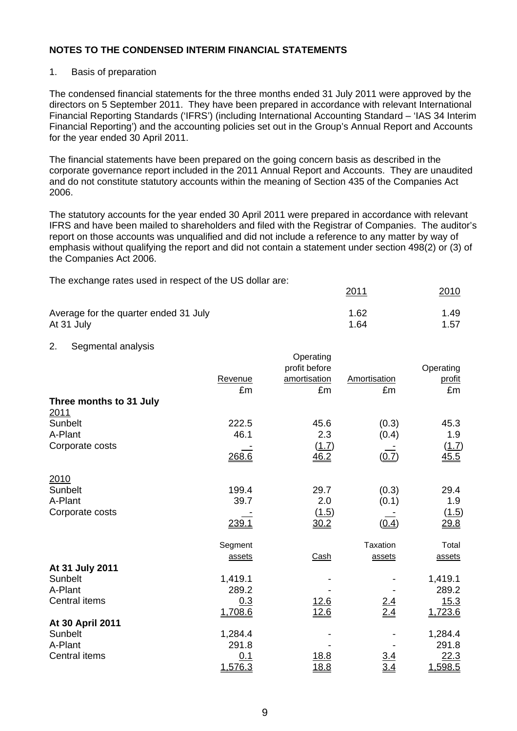## NOTES TO THE CONDENSED INTERIM FINANCIAL STATEMENTS

1. Basis of preparation

The condensed financial statements for the three months ended 31 July 2011 were approved by the directors on 5 September 2011. They have been prepared in accordance with relevant International Financial Reporting Standards ('IFRS') (including International Accounting Standard – 'IAS 34 Interim Financial Reporting') and the accounting policies set out in the Group's Annual Report and Accounts for the year ended 30 April 2011.

The financial statements have been prepared on the going concern basis as described in the corporate governance report included in the 2011 Annual Report and Accounts. They are unaudited and do not constitute statutory accounts within the meaning of Section 435 of the Companies Act 2006.

The statutory accounts for the year ended 30 April 2011 were prepared in accordance with relevant IFRS and have been mailed to shareholders and filed with the Registrar of Companies. The auditor's report on those accounts was unqualified and did not include a reference to any matter by way of emphasis without qualifying the report and did not contain a statement under section 498(2) or (3) of the Companies Act 2006.

The exchange rates used in respect of the US dollar are:

| | 2011 | 2010 |
|---|---|---|
| Average for the quarter ended 31 July | 1.62 | 1.49 |
| At 31 July | 1.64 | 1.57 |

2. Segmental analysis

| | Revenue | Operating profit before amortisation | Amortisation | Operating profit |
|---|---|---|---|---|
| | £m | £m | £m | £m |
| **Three months to 31 July** | | | | |
| 2011 | | | | |
| Sunbelt | 222.5 | 45.6 | (0.3) | 45.3 |
| A-Plant | 46.1 | 2.3 | (0.4) | 1.9 |
| Corporate costs | - | (1.7) | - | (1.7) |
| | 268.6 | 46.2 | (0.7) | 45.5 |
| 2010 | | | | |
| Sunbelt | 199.4 | 29.7 | (0.3) | 29.4 |
| A-Plant | 39.7 | 2.0 | (0.1) | 1.9 |
| Corporate costs | - | (1.5) | - | (1.5) |
| | 239.1 | 30.2 | (0.4) | 29.8 |

| | Segment assets | Cash | Taxation assets | Total assets |
|---|---|---|---|---|
| **At 31 July 2011** | | | | |
| Sunbelt | 1,419.1 | - | - | 1,419.1 |
| A-Plant | 289.2 | - | - | 289.2 |
| Central items | 0.3 | 12.6 | 2.4 | 15.3 |
| | 1,708.6 | 12.6 | 2.4 | 1,723.6 |
| **At 30 April 2011** | | | | |
| Sunbelt | 1,284.4 | - | - | 1,284.4 |
| A-Plant | 291.8 | - | - | 291.8 |
| Central items | 0.1 | 18.8 | 3.4 | 22.3 |
| | 1,576.3 | 18.8 | 3.4 | 1,598.5 |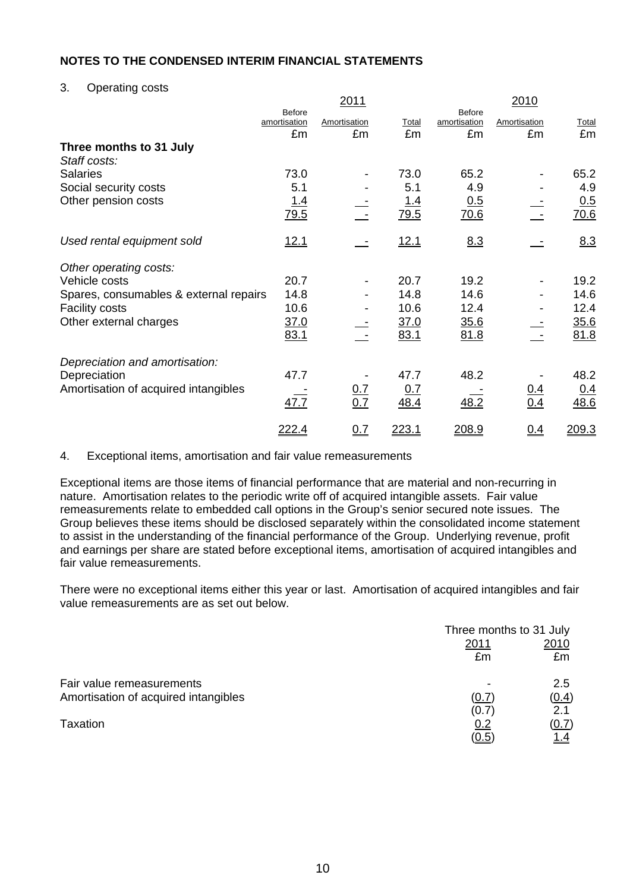## NOTES TO THE CONDENSED INTERIM FINANCIAL STATEMENTS

3. Operating costs

| | 2011 | | | 2010 | | |
|---|---|---|---|---|---|---|
| | Before amortisation | Amortisation | Total | Before amortisation | Amortisation | Total |
| | £m | £m | £m | £m | £m | £m |
| **Three months to 31 July** | | | | | | |
| *Staff costs:* | | | | | | |
| Salaries | 73.0 | - | 73.0 | 65.2 | - | 65.2 |
| Social security costs | 5.1 | - | 5.1 | 4.9 | - | 4.9 |
| Other pension costs | 1.4 | - | 1.4 | 0.5 | - | 0.5 |
| | 79.5 | - | 79.5 | 70.6 | - | 70.6 |
| *Used rental equipment sold* | 12.1 | - | 12.1 | 8.3 | - | 8.3 |
| *Other operating costs:* | | | | | | |
| Vehicle costs | 20.7 | - | 20.7 | 19.2 | - | 19.2 |
| Spares, consumables & external repairs | 14.8 | - | 14.8 | 14.6 | - | 14.6 |
| Facility costs | 10.6 | - | 10.6 | 12.4 | - | 12.4 |
| Other external charges | 37.0 | - | 37.0 | 35.6 | - | 35.6 |
| | 83.1 | - | 83.1 | 81.8 | - | 81.8 |
| *Depreciation and amortisation:* | | | | | | |
| Depreciation | 47.7 | - | 47.7 | 48.2 | - | 48.2 |
| Amortisation of acquired intangibles | - | 0.7 | 0.7 | - | 0.4 | 0.4 |
| | 47.7 | 0.7 | 48.4 | 48.2 | 0.4 | 48.6 |
| | 222.4 | 0.7 | 223.1 | 208.9 | 0.4 | 209.3 |

4. Exceptional items, amortisation and fair value remeasurements

Exceptional items are those items of financial performance that are material and non-recurring in nature. Amortisation relates to the periodic write off of acquired intangible assets. Fair value remeasurements relate to embedded call options in the Group's senior secured note issues. The Group believes these items should be disclosed separately within the consolidated income statement to assist in the understanding of the financial performance of the Group. Underlying revenue, profit and earnings per share are stated before exceptional items, amortisation of acquired intangibles and fair value remeasurements.

There were no exceptional items either this year or last. Amortisation of acquired intangibles and fair value remeasurements are as set out below.

| | Three months to 31 July | |
|---|---|---|
| | 2011 | 2010 |
| | £m | £m |
| Fair value remeasurements | - | 2.5 |
| Amortisation of acquired intangibles | (0.7) | (0.4) |
| | (0.7) | 2.1 |
| Taxation | 0.2 | (0.7) |
| | (0.5) | 1.4 |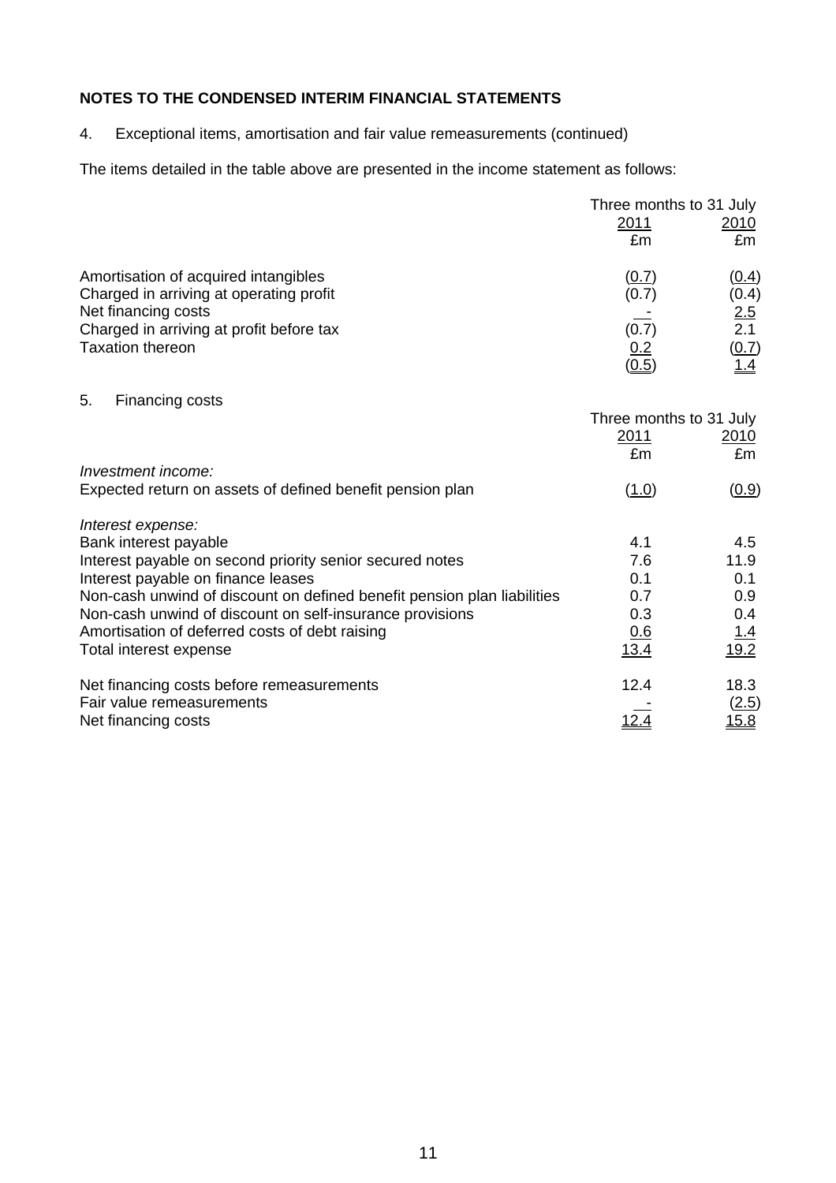**NOTES TO THE CONDENSED INTERIM FINANCIAL STATEMENTS**

4. Exceptional items, amortisation and fair value remeasurements (continued)

The items detailed in the table above are presented in the income statement as follows:

| | Three months to 31 July | |
|---|---|---|
| | 2011 | 2010 |
| | £m | £m |
| Amortisation of acquired intangibles | (0.7) | (0.4) |
| Charged in arriving at operating profit | (0.7) | (0.4) |
| Net financing costs | - | 2.5 |
| Charged in arriving at profit before tax | (0.7) | 2.1 |
| Taxation thereon | 0.2 | (0.7) |
| | (0.5) | 1.4 |

5. Financing costs

| | Three months to 31 July | |
|---|---|---|
| | 2011 | 2010 |
| | £m | £m |
| *Investment income:* | | |
| Expected return on assets of defined benefit pension plan | (1.0) | (0.9) |
| *Interest expense:* | | |
| Bank interest payable | 4.1 | 4.5 |
| Interest payable on second priority senior secured notes | 7.6 | 11.9 |
| Interest payable on finance leases | 0.1 | 0.1 |
| Non-cash unwind of discount on defined benefit pension plan liabilities | 0.7 | 0.9 |
| Non-cash unwind of discount on self-insurance provisions | 0.3 | 0.4 |
| Amortisation of deferred costs of debt raising | 0.6 | 1.4 |
| Total interest expense | 13.4 | 19.2 |
| Net financing costs before remeasurements | 12.4 | 18.3 |
| Fair value remeasurements | - | (2.5) |
| Net financing costs | 12.4 | 15.8 |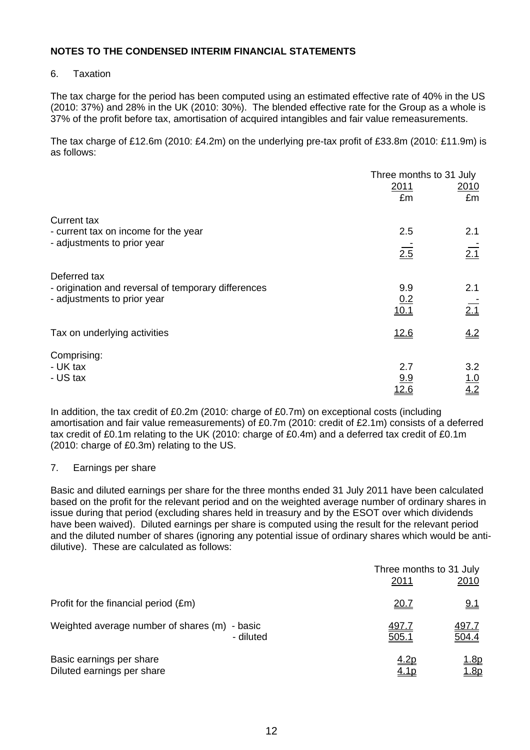## NOTES TO THE CONDENSED INTERIM FINANCIAL STATEMENTS

6. Taxation

The tax charge for the period has been computed using an estimated effective rate of 40% in the US (2010: 37%) and 28% in the UK (2010: 30%). The blended effective rate for the Group as a whole is 37% of the profit before tax, amortisation of acquired intangibles and fair value remeasurements.

The tax charge of £12.6m (2010: £4.2m) on the underlying pre-tax profit of £33.8m (2010: £11.9m) is as follows:

| | Three months to 31 July | |
|---|---|---|
| | 2011 | 2010 |
| | £m | £m |
| Current tax | | |
| - current tax on income for the year | 2.5 | 2.1 |
| - adjustments to prior year | - | - |
| | 2.5 | 2.1 |
| Deferred tax | | |
| - origination and reversal of temporary differences | 9.9 | 2.1 |
| - adjustments to prior year | 0.2 | - |
| | 10.1 | 2.1 |
| Tax on underlying activities | 12.6 | 4.2 |
| Comprising: | | |
| - UK tax | 2.7 | 3.2 |
| - US tax | 9.9 | 1.0 |
| | 12.6 | 4.2 |

In addition, the tax credit of £0.2m (2010: charge of £0.7m) on exceptional costs (including amortisation and fair value remeasurements) of £0.7m (2010: credit of £2.1m) consists of a deferred tax credit of £0.1m relating to the UK (2010: charge of £0.4m) and a deferred tax credit of £0.1m (2010: charge of £0.3m) relating to the US.

7. Earnings per share

Basic and diluted earnings per share for the three months ended 31 July 2011 have been calculated based on the profit for the relevant period and on the weighted average number of ordinary shares in issue during that period (excluding shares held in treasury and by the ESOT over which dividends have been waived). Diluted earnings per share is computed using the result for the relevant period and the diluted number of shares (ignoring any potential issue of ordinary shares which would be anti-dilutive). These are calculated as follows:

| | Three months to 31 July | |
|---|---|---|
| | 2011 | 2010 |
| Profit for the financial period (£m) | 20.7 | 9.1 |
| Weighted average number of shares (m) - basic | 497.7 | 497.7 |
| - diluted | 505.1 | 504.4 |
| Basic earnings per share | 4.2p | 1.8p |
| Diluted earnings per share | 4.1p | 1.8p |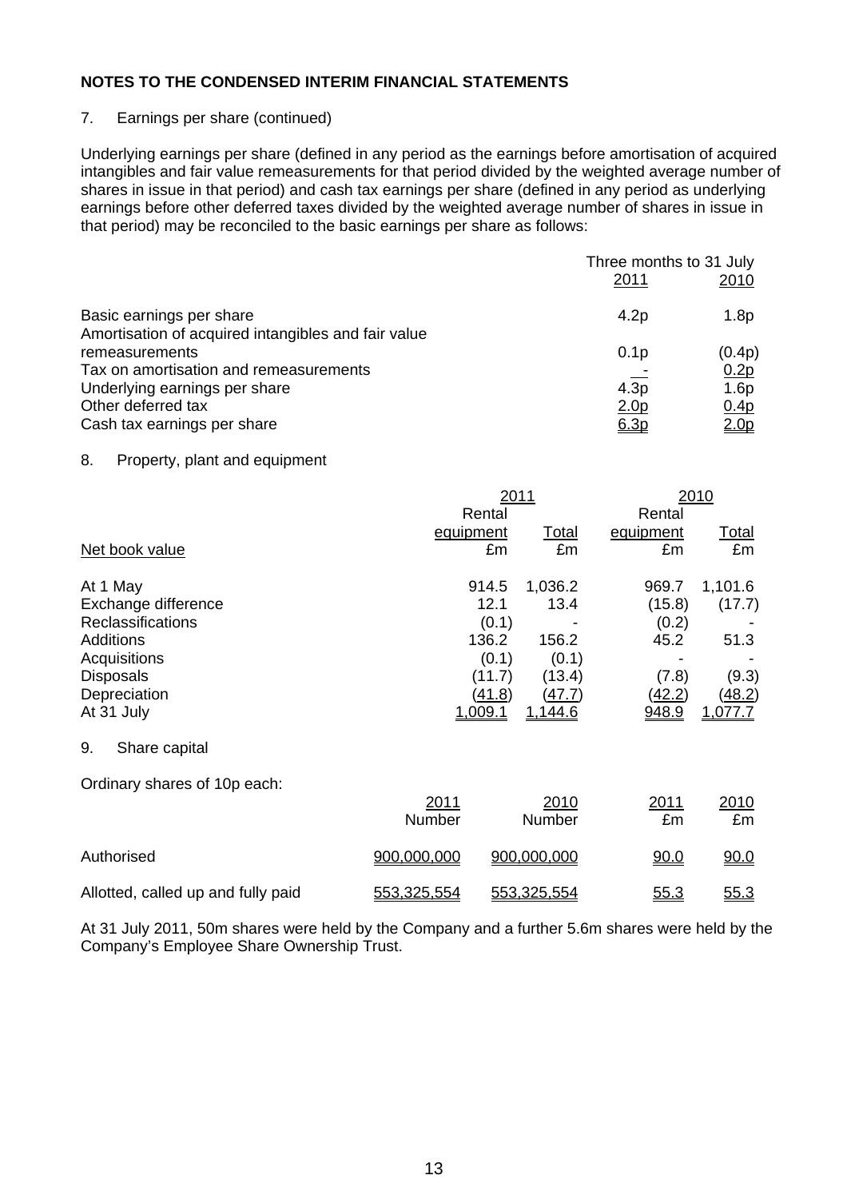**NOTES TO THE CONDENSED INTERIM FINANCIAL STATEMENTS**

7. Earnings per share (continued)

Underlying earnings per share (defined in any period as the earnings before amortisation of acquired intangibles and fair value remeasurements for that period divided by the weighted average number of shares in issue in that period) and cash tax earnings per share (defined in any period as underlying earnings before other deferred taxes divided by the weighted average number of shares in issue in that period) may be reconciled to the basic earnings per share as follows:

| | Three months to 31 July | |
|---|---|---|
| | 2011 | 2010 |
| Basic earnings per share | 4.2p | 1.8p |
| Amortisation of acquired intangibles and fair value remeasurements | 0.1p | (0.4p) |
| Tax on amortisation and remeasurements | - | 0.2p |
| Underlying earnings per share | 4.3p | 1.6p |
| Other deferred tax | 2.0p | 0.4p |
| Cash tax earnings per share | 6.3p | 2.0p |

8. Property, plant and equipment

| | 2011 | | 2010 | |
|---|---|---|---|---|
| Net book value | Rental equipment £m | Total £m | Rental equipment £m | Total £m |
| At 1 May | 914.5 | 1,036.2 | 969.7 | 1,101.6 |
| Exchange difference | 12.1 | 13.4 | (15.8) | (17.7) |
| Reclassifications | (0.1) | - | (0.2) | - |
| Additions | 136.2 | 156.2 | 45.2 | 51.3 |
| Acquisitions | (0.1) | (0.1) | - | - |
| Disposals | (11.7) | (13.4) | (7.8) | (9.3) |
| Depreciation | (41.8) | (47.7) | (42.2) | (48.2) |
| At 31 July | 1,009.1 | 1,144.6 | 948.9 | 1,077.7 |

9. Share capital

Ordinary shares of 10p each:

| | 2011 Number | 2010 Number | 2011 £m | 2010 £m |
|---|---|---|---|---|
| Authorised | 900,000,000 | 900,000,000 | 90.0 | 90.0 |
| Allotted, called up and fully paid | 553,325,554 | 553,325,554 | 55.3 | 55.3 |

At 31 July 2011, 50m shares were held by the Company and a further 5.6m shares were held by the Company's Employee Share Ownership Trust.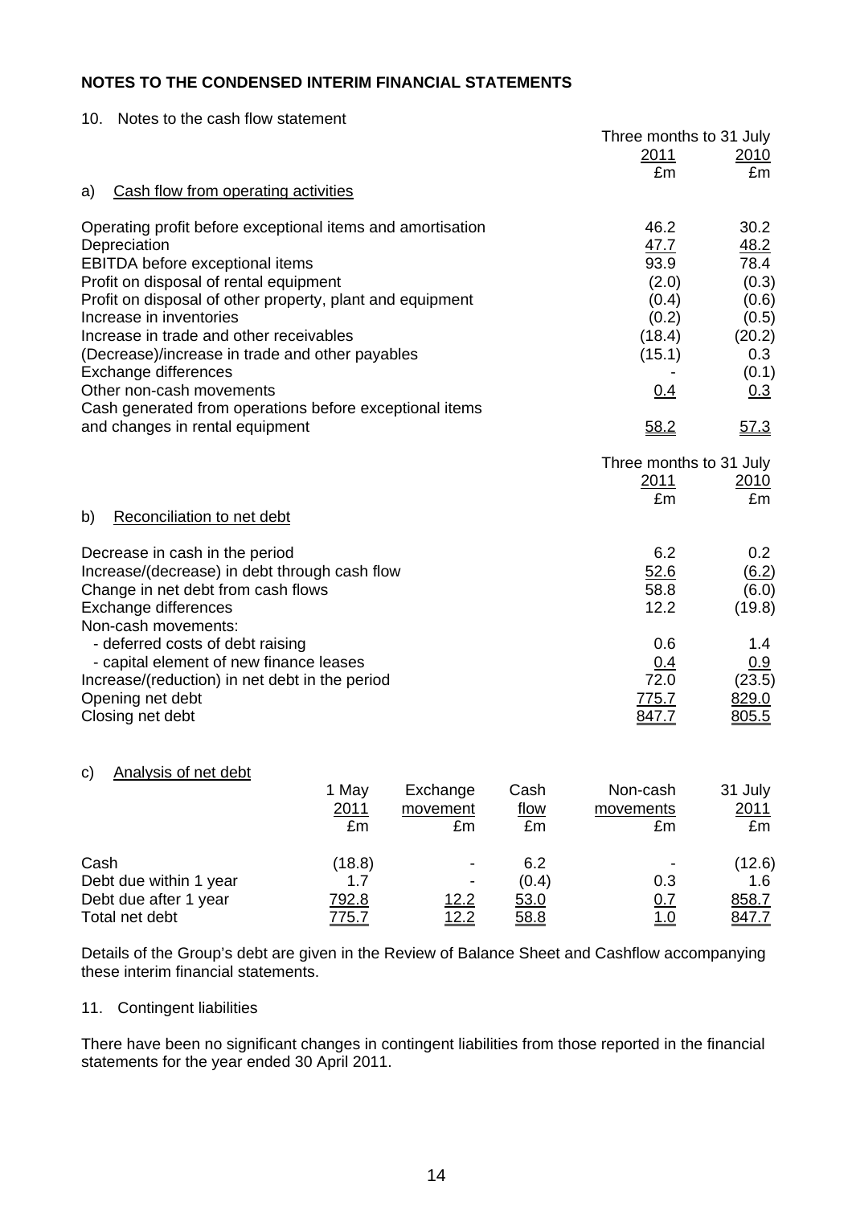**NOTES TO THE CONDENSED INTERIM FINANCIAL STATEMENTS**

10. Notes to the cash flow statement

a) Cash flow from operating activities

| | Three months to 31 July 2011 £m | Three months to 31 July 2010 £m |
|---|---|---|
| Operating profit before exceptional items and amortisation | 46.2 | 30.2 |
| Depreciation | 47.7 | 48.2 |
| EBITDA before exceptional items | 93.9 | 78.4 |
| Profit on disposal of rental equipment | (2.0) | (0.3) |
| Profit on disposal of other property, plant and equipment | (0.4) | (0.6) |
| Increase in inventories | (0.2) | (0.5) |
| Increase in trade and other receivables | (18.4) | (20.2) |
| (Decrease)/increase in trade and other payables | (15.1) | 0.3 |
| Exchange differences | - | (0.1) |
| Other non-cash movements | 0.4 | 0.3 |
| Cash generated from operations before exceptional items and changes in rental equipment | 58.2 | 57.3 |

b) Reconciliation to net debt

| | Three months to 31 July 2011 £m | Three months to 31 July 2010 £m |
|---|---|---|
| Decrease in cash in the period | 6.2 | 0.2 |
| Increase/(decrease) in debt through cash flow | 52.6 | (6.2) |
| Change in net debt from cash flows | 58.8 | (6.0) |
| Exchange differences | 12.2 | (19.8) |
| Non-cash movements: | | |
| - deferred costs of debt raising | 0.6 | 1.4 |
| - capital element of new finance leases | 0.4 | 0.9 |
| Increase/(reduction) in net debt in the period | 72.0 | (23.5) |
| Opening net debt | 775.7 | 829.0 |
| Closing net debt | 847.7 | 805.5 |

c) Analysis of net debt

| | 1 May 2011 £m | Exchange movement £m | Cash flow £m | Non-cash movements £m | 31 July 2011 £m |
|---|---|---|---|---|---|
| Cash | (18.8) | - | 6.2 | - | (12.6) |
| Debt due within 1 year | 1.7 | - | (0.4) | 0.3 | 1.6 |
| Debt due after 1 year | 792.8 | 12.2 | 53.0 | 0.7 | 858.7 |
| Total net debt | 775.7 | 12.2 | 58.8 | 1.0 | 847.7 |

Details of the Group's debt are given in the Review of Balance Sheet and Cashflow accompanying these interim financial statements.

11. Contingent liabilities

There have been no significant changes in contingent liabilities from those reported in the financial statements for the year ended 30 April 2011.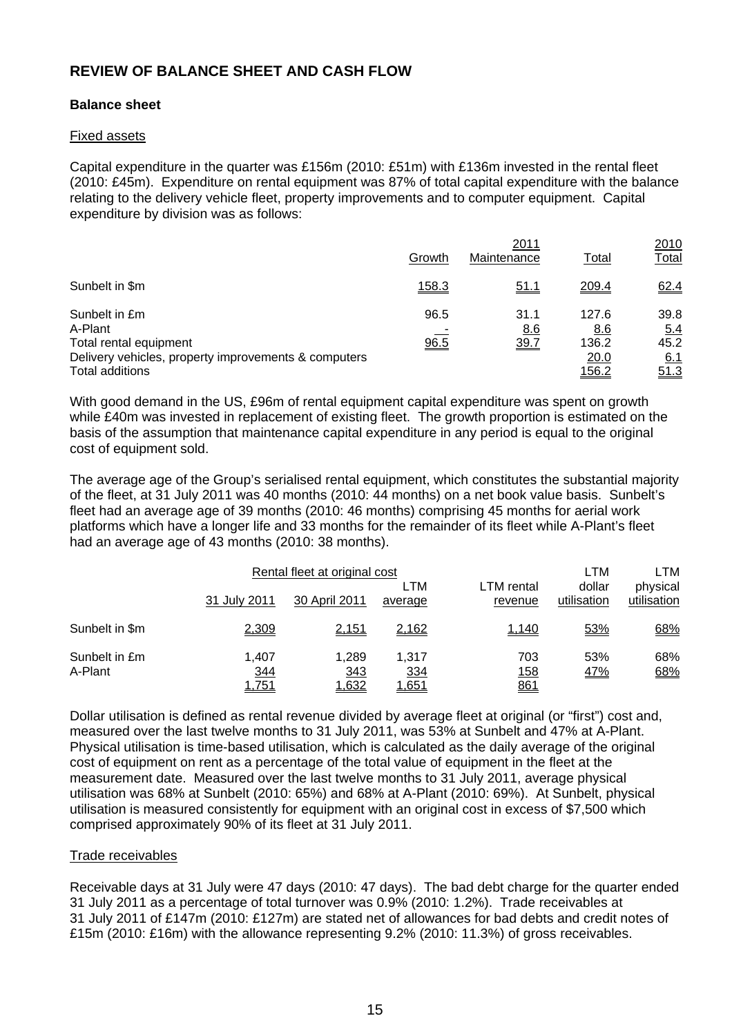## REVIEW OF BALANCE SHEET AND CASH FLOW

### Balance sheet

Fixed assets

Capital expenditure in the quarter was £156m (2010: £51m) with £136m invested in the rental fleet (2010: £45m). Expenditure on rental equipment was 87% of total capital expenditure with the balance relating to the delivery vehicle fleet, property improvements and to computer equipment. Capital expenditure by division was as follows:

| | 2011 | | | 2010 |
|---|---|---|---|---|
| | Growth | Maintenance | Total | Total |
| Sunbelt in $m | 158.3 | 51.1 | 209.4 | 62.4 |
| Sunbelt in £m | 96.5 | 31.1 | 127.6 | 39.8 |
| A-Plant | - | 8.6 | 8.6 | 5.4 |
| Total rental equipment | 96.5 | 39.7 | 136.2 | 45.2 |
| Delivery vehicles, property improvements & computers | | | 20.0 | 6.1 |
| Total additions | | | 156.2 | 51.3 |

With good demand in the US, £96m of rental equipment capital expenditure was spent on growth while £40m was invested in replacement of existing fleet. The growth proportion is estimated on the basis of the assumption that maintenance capital expenditure in any period is equal to the original cost of equipment sold.

The average age of the Group's serialised rental equipment, which constitutes the substantial majority of the fleet, at 31 July 2011 was 40 months (2010: 44 months) on a net book value basis. Sunbelt's fleet had an average age of 39 months (2010: 46 months) comprising 45 months for aerial work platforms which have a longer life and 33 months for the remainder of its fleet while A-Plant's fleet had an average age of 43 months (2010: 38 months).

| | Rental fleet at original cost | | | | LTM | LTM |
|---|---|---|---|---|---|---|
| | 31 July 2011 | 30 April 2011 | LTM average | LTM rental revenue | dollar utilisation | physical utilisation |
| Sunbelt in $m | 2,309 | 2,151 | 2,162 | 1,140 | 53% | 68% |
| Sunbelt in £m | 1,407 | 1,289 | 1,317 | 703 | 53% | 68% |
| A-Plant | 344 | 343 | 334 | 158 | 47% | 68% |
| | 1,751 | 1,632 | 1,651 | 861 | | |

Dollar utilisation is defined as rental revenue divided by average fleet at original (or "first") cost and, measured over the last twelve months to 31 July 2011, was 53% at Sunbelt and 47% at A-Plant. Physical utilisation is time-based utilisation, which is calculated as the daily average of the original cost of equipment on rent as a percentage of the total value of equipment in the fleet at the measurement date. Measured over the last twelve months to 31 July 2011, average physical utilisation was 68% at Sunbelt (2010: 65%) and 68% at A-Plant (2010: 69%). At Sunbelt, physical utilisation is measured consistently for equipment with an original cost in excess of $7,500 which comprised approximately 90% of its fleet at 31 July 2011.

Trade receivables

Receivable days at 31 July were 47 days (2010: 47 days). The bad debt charge for the quarter ended 31 July 2011 as a percentage of total turnover was 0.9% (2010: 1.2%). Trade receivables at 31 July 2011 of £147m (2010: £127m) are stated net of allowances for bad debts and credit notes of £15m (2010: £16m) with the allowance representing 9.2% (2010: 11.3%) of gross receivables.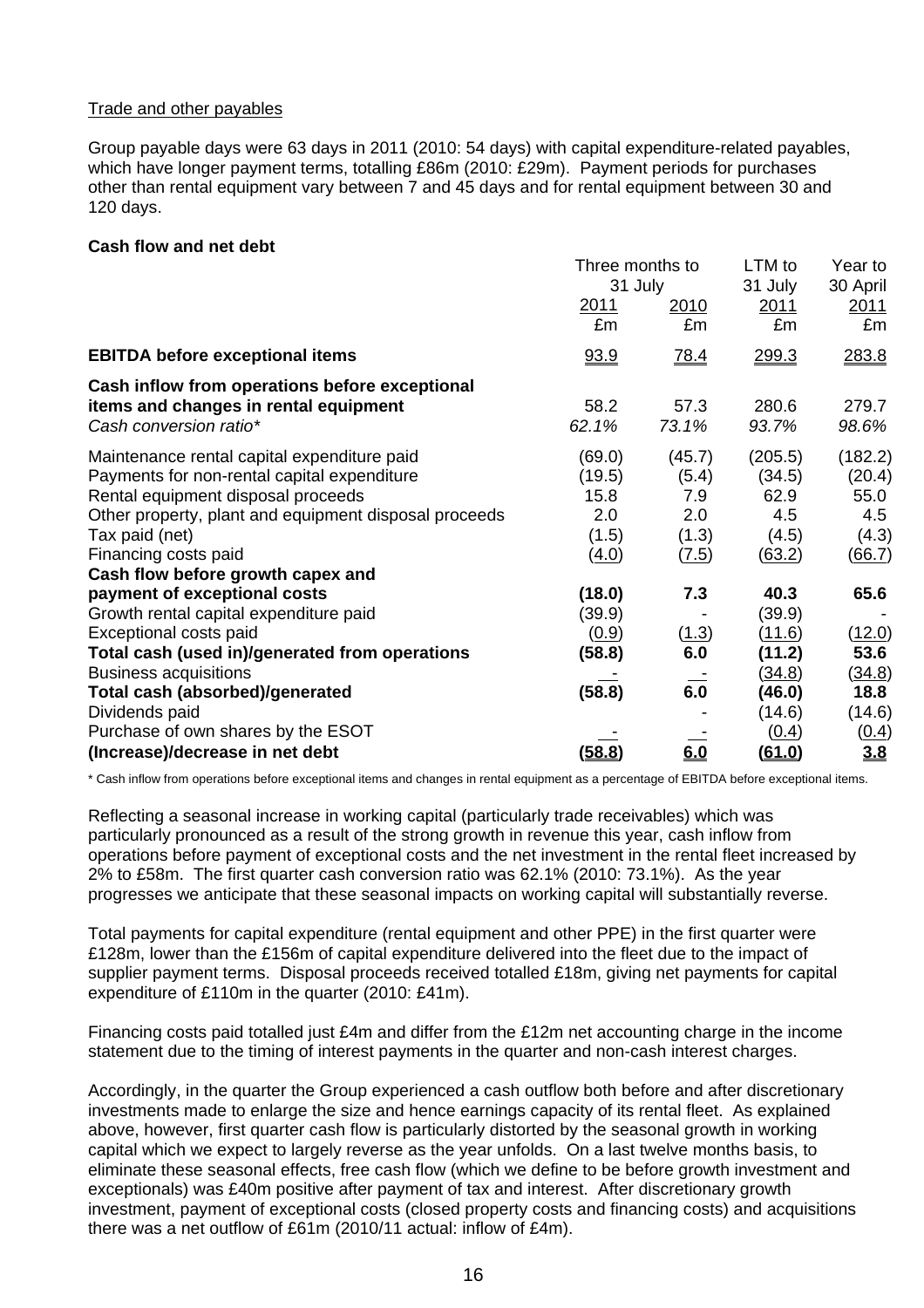Trade and other payables

Group payable days were 63 days in 2011 (2010: 54 days) with capital expenditure-related payables, which have longer payment terms, totalling £86m (2010: £29m). Payment periods for purchases other than rental equipment vary between 7 and 45 days and for rental equipment between 30 and 120 days.

**Cash flow and net debt**

| | Three months to 31 July | | LTM to 31 July | Year to 30 April |
|---|---|---|---|---|
| | 2011 | 2010 | 2011 | 2011 |
| | £m | £m | £m | £m |
| **EBITDA before exceptional items** | 93.9 | 78.4 | 299.3 | 283.8 |
| **Cash inflow from operations before exceptional items and changes in rental equipment** | 58.2 | 57.3 | 280.6 | 279.7 |
| *Cash conversion ratio\** | *62.1%* | *73.1%* | *93.7%* | *98.6%* |
| Maintenance rental capital expenditure paid | (69.0) | (45.7) | (205.5) | (182.2) |
| Payments for non-rental capital expenditure | (19.5) | (5.4) | (34.5) | (20.4) |
| Rental equipment disposal proceeds | 15.8 | 7.9 | 62.9 | 55.0 |
| Other property, plant and equipment disposal proceeds | 2.0 | 2.0 | 4.5 | 4.5 |
| Tax paid (net) | (1.5) | (1.3) | (4.5) | (4.3) |
| Financing costs paid | (4.0) | (7.5) | (63.2) | (66.7) |
| **Cash flow before growth capex and payment of exceptional costs** | **(18.0)** | **7.3** | **40.3** | **65.6** |
| Growth rental capital expenditure paid | (39.9) | - | (39.9) | - |
| Exceptional costs paid | (0.9) | (1.3) | (11.6) | (12.0) |
| **Total cash (used in)/generated from operations** | **(58.8)** | **6.0** | **(11.2)** | **53.6** |
| Business acquisitions | - | - | (34.8) | (34.8) |
| **Total cash (absorbed)/generated** | **(58.8)** | **6.0** | **(46.0)** | **18.8** |
| Dividends paid | | - | (14.6) | (14.6) |
| Purchase of own shares by the ESOT | - | - | (0.4) | (0.4) |
| **(Increase)/decrease in net debt** | **(58.8)** | **6.0** | **(61.0)** | **3.8** |

\* Cash inflow from operations before exceptional items and changes in rental equipment as a percentage of EBITDA before exceptional items.

Reflecting a seasonal increase in working capital (particularly trade receivables) which was particularly pronounced as a result of the strong growth in revenue this year, cash inflow from operations before payment of exceptional costs and the net investment in the rental fleet increased by 2% to £58m. The first quarter cash conversion ratio was 62.1% (2010: 73.1%). As the year progresses we anticipate that these seasonal impacts on working capital will substantially reverse.

Total payments for capital expenditure (rental equipment and other PPE) in the first quarter were £128m, lower than the £156m of capital expenditure delivered into the fleet due to the impact of supplier payment terms. Disposal proceeds received totalled £18m, giving net payments for capital expenditure of £110m in the quarter (2010: £41m).

Financing costs paid totalled just £4m and differ from the £12m net accounting charge in the income statement due to the timing of interest payments in the quarter and non-cash interest charges.

Accordingly, in the quarter the Group experienced a cash outflow both before and after discretionary investments made to enlarge the size and hence earnings capacity of its rental fleet. As explained above, however, first quarter cash flow is particularly distorted by the seasonal growth in working capital which we expect to largely reverse as the year unfolds. On a last twelve months basis, to eliminate these seasonal effects, free cash flow (which we define to be before growth investment and exceptionals) was £40m positive after payment of tax and interest. After discretionary growth investment, payment of exceptional costs (closed property costs and financing costs) and acquisitions there was a net outflow of £61m (2010/11 actual: inflow of £4m).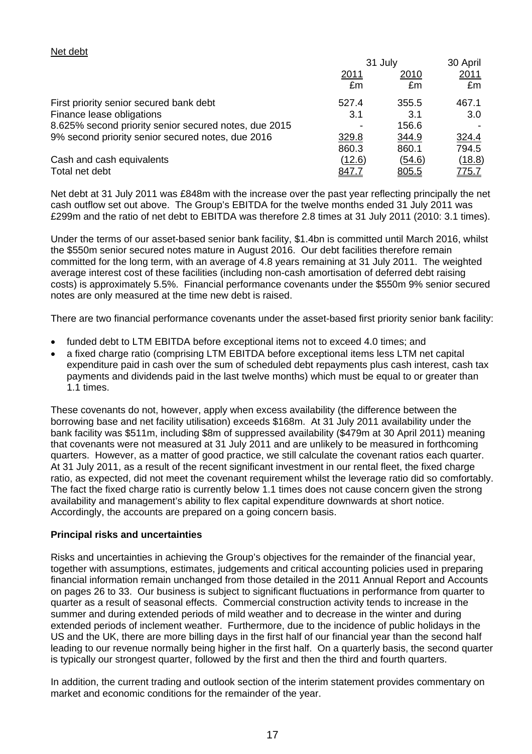Net debt

| | 31 July | | 30 April |
|---|---|---|---|
| | 2011 | 2010 | 2011 |
| | £m | £m | £m |
| First priority senior secured bank debt | 527.4 | 355.5 | 467.1 |
| Finance lease obligations | 3.1 | 3.1 | 3.0 |
| 8.625% second priority senior secured notes, due 2015 | - | 156.6 | - |
| 9% second priority senior secured notes, due 2016 | 329.8 | 344.9 | 324.4 |
| | 860.3 | 860.1 | 794.5 |
| Cash and cash equivalents | (12.6) | (54.6) | (18.8) |
| Total net debt | 847.7 | 805.5 | 775.7 |

Net debt at 31 July 2011 was £848m with the increase over the past year reflecting principally the net cash outflow set out above. The Group's EBITDA for the twelve months ended 31 July 2011 was £299m and the ratio of net debt to EBITDA was therefore 2.8 times at 31 July 2011 (2010: 3.1 times).

Under the terms of our asset-based senior bank facility, $1.4bn is committed until March 2016, whilst the $550m senior secured notes mature in August 2016. Our debt facilities therefore remain committed for the long term, with an average of 4.8 years remaining at 31 July 2011. The weighted average interest cost of these facilities (including non-cash amortisation of deferred debt raising costs) is approximately 5.5%. Financial performance covenants under the $550m 9% senior secured notes are only measured at the time new debt is raised.

There are two financial performance covenants under the asset-based first priority senior bank facility:

- funded debt to LTM EBITDA before exceptional items not to exceed 4.0 times; and
- a fixed charge ratio (comprising LTM EBITDA before exceptional items less LTM net capital expenditure paid in cash over the sum of scheduled debt repayments plus cash interest, cash tax payments and dividends paid in the last twelve months) which must be equal to or greater than 1.1 times.

These covenants do not, however, apply when excess availability (the difference between the borrowing base and net facility utilisation) exceeds $168m. At 31 July 2011 availability under the bank facility was $511m, including $8m of suppressed availability ($479m at 30 April 2011) meaning that covenants were not measured at 31 July 2011 and are unlikely to be measured in forthcoming quarters. However, as a matter of good practice, we still calculate the covenant ratios each quarter. At 31 July 2011, as a result of the recent significant investment in our rental fleet, the fixed charge ratio, as expected, did not meet the covenant requirement whilst the leverage ratio did so comfortably. The fact the fixed charge ratio is currently below 1.1 times does not cause concern given the strong availability and management's ability to flex capital expenditure downwards at short notice. Accordingly, the accounts are prepared on a going concern basis.

**Principal risks and uncertainties**

Risks and uncertainties in achieving the Group's objectives for the remainder of the financial year, together with assumptions, estimates, judgements and critical accounting policies used in preparing financial information remain unchanged from those detailed in the 2011 Annual Report and Accounts on pages 26 to 33. Our business is subject to significant fluctuations in performance from quarter to quarter as a result of seasonal effects. Commercial construction activity tends to increase in the summer and during extended periods of mild weather and to decrease in the winter and during extended periods of inclement weather. Furthermore, due to the incidence of public holidays in the US and the UK, there are more billing days in the first half of our financial year than the second half leading to our revenue normally being higher in the first half. On a quarterly basis, the second quarter is typically our strongest quarter, followed by the first and then the third and fourth quarters.

In addition, the current trading and outlook section of the interim statement provides commentary on market and economic conditions for the remainder of the year.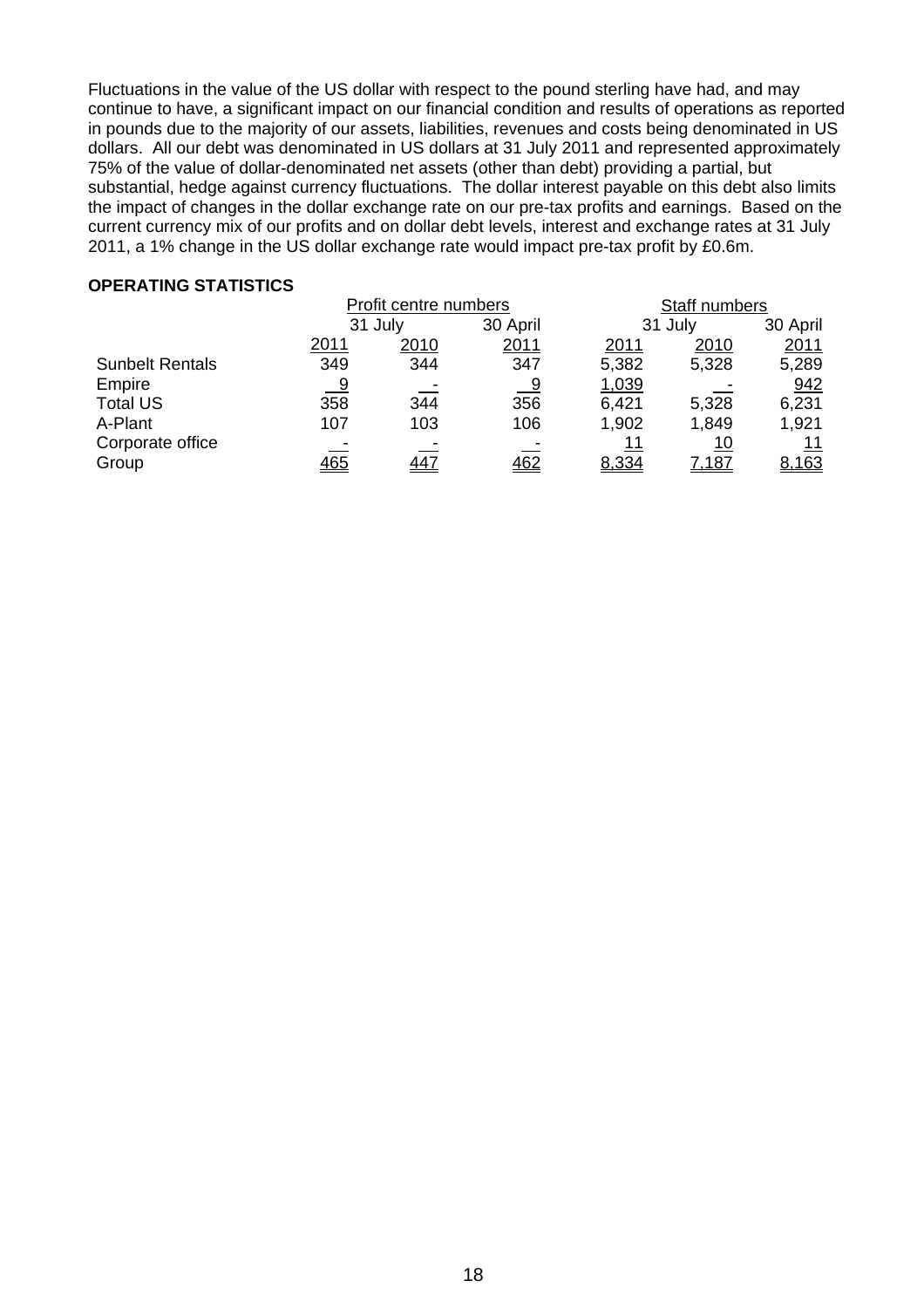Fluctuations in the value of the US dollar with respect to the pound sterling have had, and may continue to have, a significant impact on our financial condition and results of operations as reported in pounds due to the majority of our assets, liabilities, revenues and costs being denominated in US dollars. All our debt was denominated in US dollars at 31 July 2011 and represented approximately 75% of the value of dollar-denominated net assets (other than debt) providing a partial, but substantial, hedge against currency fluctuations. The dollar interest payable on this debt also limits the impact of changes in the dollar exchange rate on our pre-tax profits and earnings. Based on the current currency mix of our profits and on dollar debt levels, interest and exchange rates at 31 July 2011, a 1% change in the US dollar exchange rate would impact pre-tax profit by £0.6m.

**OPERATING STATISTICS**

| | Profit centre numbers | | | Staff numbers | | |
|---|---|---|---|---|---|---|
| | 31 July | | 30 April | 31 July | | 30 April |
| | 2011 | 2010 | 2011 | 2011 | 2010 | 2011 |
| Sunbelt Rentals | 349 | 344 | 347 | 5,382 | 5,328 | 5,289 |
| Empire | 9 | - | 9 | 1,039 | - | 942 |
| Total US | 358 | 344 | 356 | 6,421 | 5,328 | 6,231 |
| A-Plant | 107 | 103 | 106 | 1,902 | 1,849 | 1,921 |
| Corporate office | - | - | - | 11 | 10 | 11 |
| Group | 465 | 447 | 462 | 8,334 | 7,187 | 8,163 |